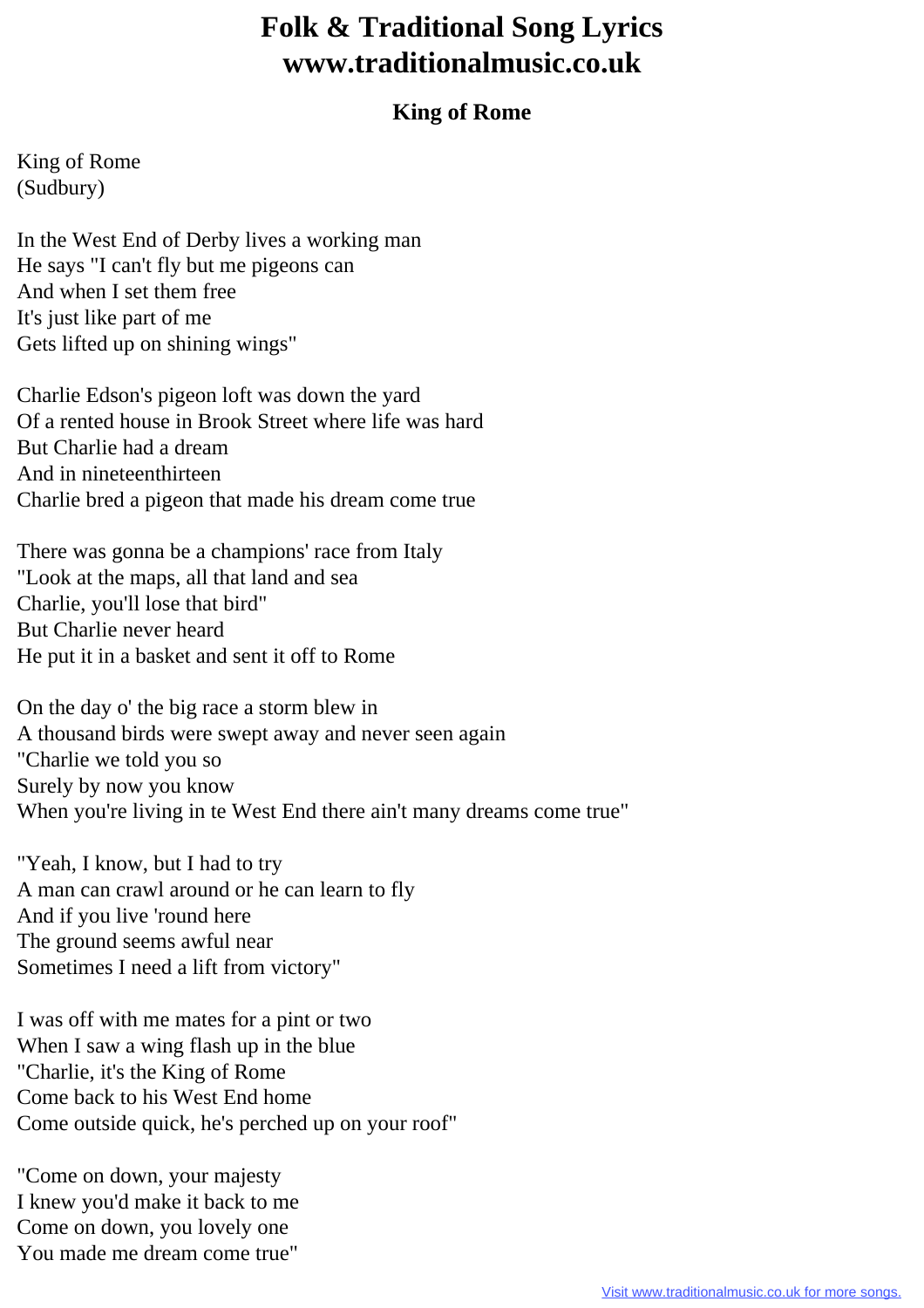# Folk & Traditional Song Lyrics
# www.traditionalmusic.co.uk

### King of Rome

King of Rome
(Sudbury)

In the West End of Derby lives a working man
He says "I can't fly but me pigeons can
And when I set them free
It's just like part of me
Gets lifted up on shining wings"

Charlie Edson's pigeon loft was down the yard
Of a rented house in Brook Street where life was hard
But Charlie had a dream
And in nineteenthirteen
Charlie bred a pigeon that made his dream come true

There was gonna be a champions' race from Italy
"Look at the maps, all that land and sea
Charlie, you'll lose that bird"
But Charlie never heard
He put it in a basket and sent it off to Rome

On the day o' the big race a storm blew in
A thousand birds were swept away and never seen again
"Charlie we told you so
Surely by now you know
When you're living in te West End there ain't many dreams come true"

"Yeah, I know, but I had to try
A man can crawl around or he can learn to fly
And if you live 'round here
The ground seems awful near
Sometimes I need a lift from victory"

I was off with me mates for a pint or two
When I saw a wing flash up in the blue
"Charlie, it's the King of Rome
Come back to his West End home
Come outside quick, he's perched up on your roof"

"Come on down, your majesty
I knew you'd make it back to me
Come on down, you lovely one
You made me dream come true"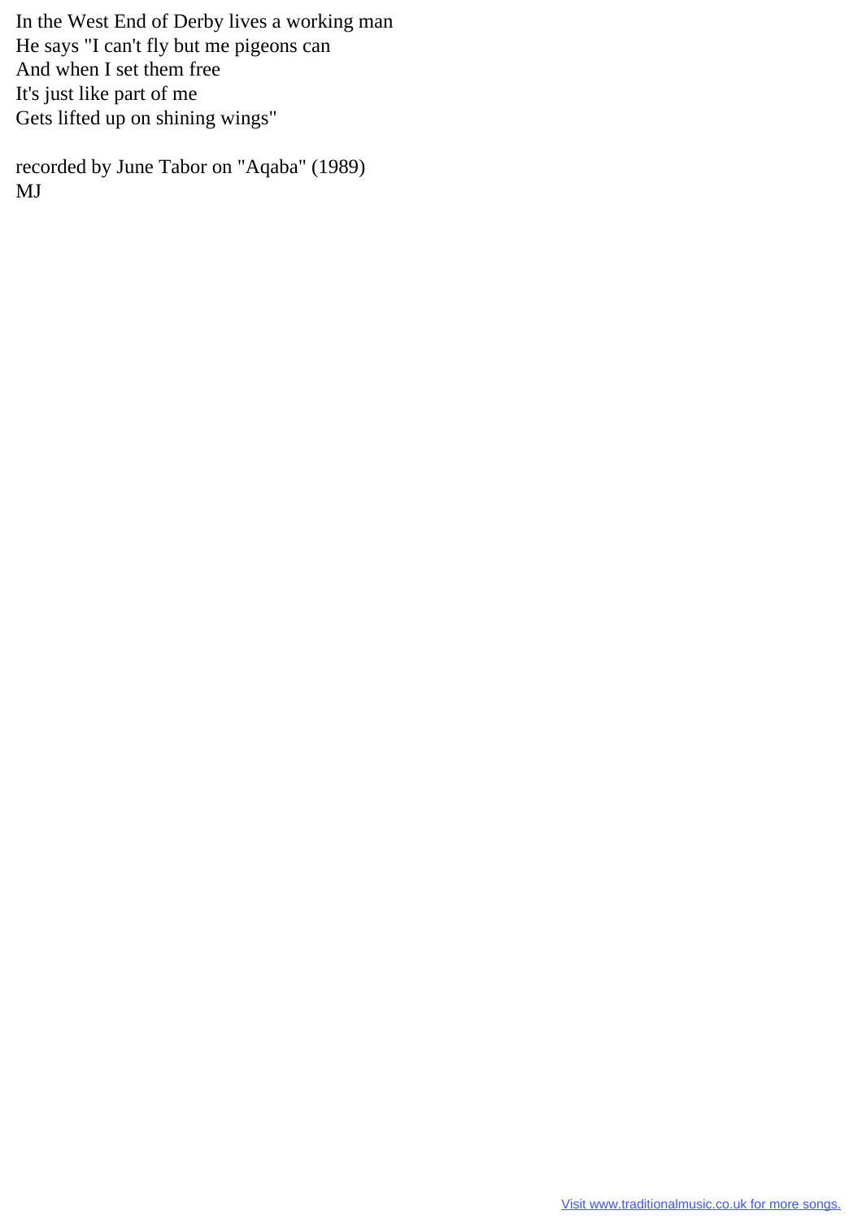In the West End of Derby lives a working man
He says "I can't fly but me pigeons can
And when I set them free
It's just like part of me
Gets lifted up on shining wings"

recorded by June Tabor on "Aqaba" (1989)
MJ